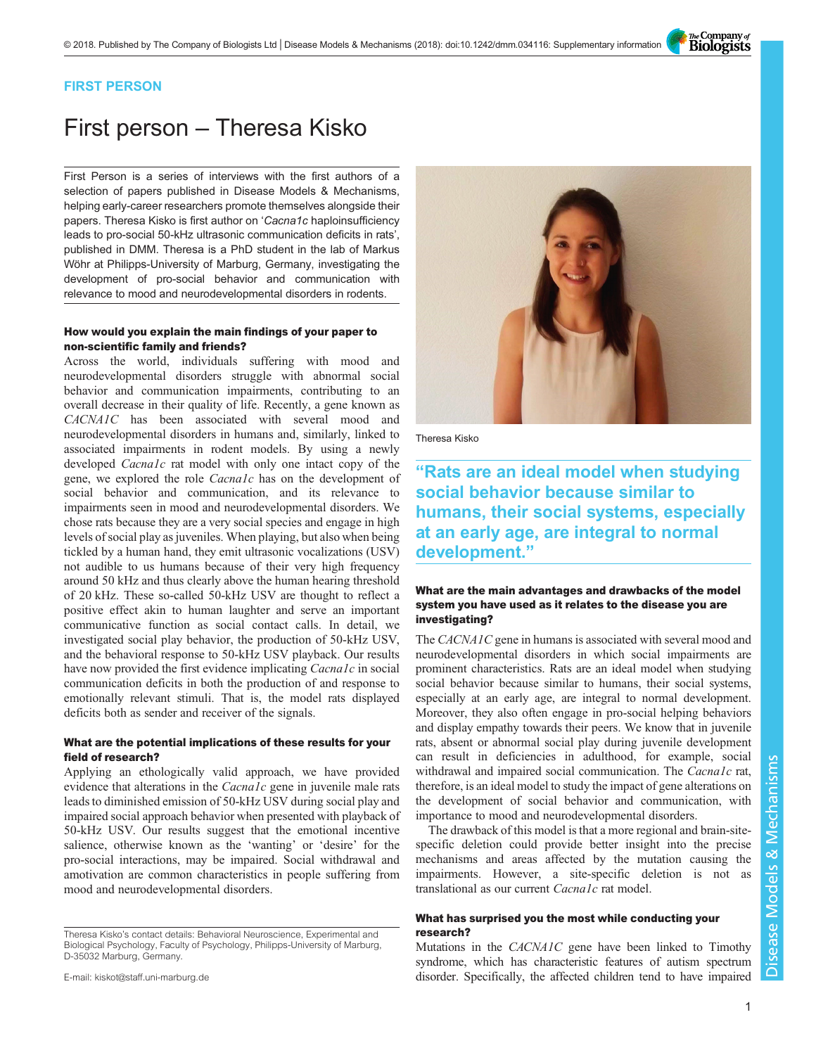FIRST PERSON

# First person – Theresa Kisko

First Person is a series of interviews with the first authors of a selection of papers published in Disease Models & Mechanisms, helping early-career researchers promote themselves alongside their papers. Theresa Kisko is first author on '*Cacna1c* haploinsufficiency leads to pro-social 50-kHz ultrasonic communication deficits in rats', published in DMM. Theresa is a PhD student in the lab of Markus Wöhr at Philipps-University of Marburg, Germany, investigating the development of pro-social behavior and communication with relevance to mood and neurodevelopmental disorders in rodents.

Theresa Kisko

> "Rats are an ideal model when studying social behavior because similar to humans, their social systems, especially at an early age, are integral to normal development."

### How would you explain the main findings of your paper to non-scientific family and friends?

Across the world, individuals suffering with mood and neurodevelopmental disorders struggle with abnormal social behavior and communication impairments, contributing to an overall decrease in their quality of life. Recently, a gene known as *CACNA1C* has been associated with several mood and neurodevelopmental disorders in humans and, similarly, linked to associated impairments in rodent models. By using a newly developed *Cacna1c* rat model with only one intact copy of the gene, we explored the role *Cacna1c* has on the development of social behavior and communication, and its relevance to impairments seen in mood and neurodevelopmental disorders. We chose rats because they are a very social species and engage in high levels of social play as juveniles. When playing, but also when being tickled by a human hand, they emit ultrasonic vocalizations (USV) not audible to us humans because of their very high frequency around 50 kHz and thus clearly above the human hearing threshold of 20 kHz. These so-called 50-kHz USV are thought to reflect a positive effect akin to human laughter and serve an important communicative function as social contact calls. In detail, we investigated social play behavior, the production of 50-kHz USV, and the behavioral response to 50-kHz USV playback. Our results have now provided the first evidence implicating *Cacna1c* in social communication deficits in both the production of and response to emotionally relevant stimuli. That is, the model rats displayed deficits both as sender and receiver of the signals.

### What are the potential implications of these results for your field of research?

Applying an ethologically valid approach, we have provided evidence that alterations in the *Cacna1c* gene in juvenile male rats leads to diminished emission of 50-kHz USV during social play and impaired social approach behavior when presented with playback of 50-kHz USV. Our results suggest that the emotional incentive salience, otherwise known as the 'wanting' or 'desire' for the pro-social interactions, may be impaired. Social withdrawal and amotivation are common characteristics in people suffering from mood and neurodevelopmental disorders.

### What are the main advantages and drawbacks of the model system you have used as it relates to the disease you are investigating?

The *CACNA1C* gene in humans is associated with several mood and neurodevelopmental disorders in which social impairments are prominent characteristics. Rats are an ideal model when studying social behavior because similar to humans, their social systems, especially at an early age, are integral to normal development. Moreover, they also often engage in pro-social helping behaviors and display empathy towards their peers. We know that in juvenile rats, absent or abnormal social play during juvenile development can result in deficiencies in adulthood, for example, social withdrawal and impaired social communication. The *Cacna1c* rat, therefore, is an ideal model to study the impact of gene alterations on the development of social behavior and communication, with importance to mood and neurodevelopmental disorders.

The drawback of this model is that a more regional and brain-site-specific deletion could provide better insight into the precise mechanisms and areas affected by the mutation causing the impairments. However, a site-specific deletion is not as translational as our current *Cacna1c* rat model.

### What has surprised you the most while conducting your research?

Mutations in the *CACNA1C* gene have been linked to Timothy syndrome, which has characteristic features of autism spectrum disorder. Specifically, the affected children tend to have impaired

Theresa Kisko's contact details: Behavioral Neuroscience, Experimental and Biological Psychology, Faculty of Psychology, Philipps-University of Marburg, D-35032 Marburg, Germany.

E-mail: kiskot@staff.uni-marburg.de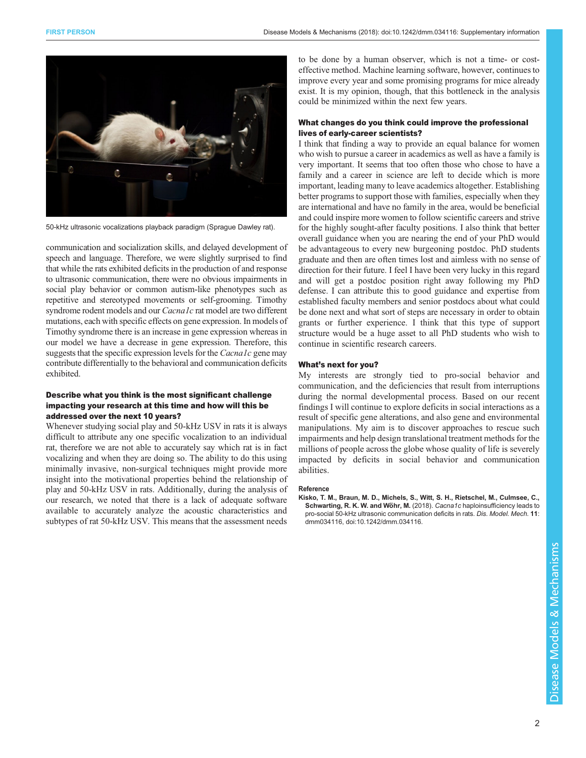50-kHz ultrasonic vocalizations playback paradigm (Sprague Dawley rat).

communication and socialization skills, and delayed development of speech and language. Therefore, we were slightly surprised to find that while the rats exhibited deficits in the production of and response to ultrasonic communication, there were no obvious impairments in social play behavior or common autism-like phenotypes such as repetitive and stereotyped movements or self-grooming. Timothy syndrome rodent models and our *Cacna1c* rat model are two different mutations, each with specific effects on gene expression. In models of Timothy syndrome there is an increase in gene expression whereas in our model we have a decrease in gene expression. Therefore, this suggests that the specific expression levels for the *Cacna1c* gene may contribute differentially to the behavioral and communication deficits exhibited.

### Describe what you think is the most significant challenge impacting your research at this time and how will this be addressed over the next 10 years?

Whenever studying social play and 50-kHz USV in rats it is always difficult to attribute any one specific vocalization to an individual rat, therefore we are not able to accurately say which rat is in fact vocalizing and when they are doing so. The ability to do this using minimally invasive, non-surgical techniques might provide more insight into the motivational properties behind the relationship of play and 50-kHz USV in rats. Additionally, during the analysis of our research, we noted that there is a lack of adequate software available to accurately analyze the acoustic characteristics and subtypes of rat 50-kHz USV. This means that the assessment needs to be done by a human observer, which is not a time- or cost-effective method. Machine learning software, however, continues to improve every year and some promising programs for mice already exist. It is my opinion, though, that this bottleneck in the analysis could be minimized within the next few years.

### What changes do you think could improve the professional lives of early-career scientists?

I think that finding a way to provide an equal balance for women who wish to pursue a career in academics as well as have a family is very important. It seems that too often those who chose to have a family and a career in science are left to decide which is more important, leading many to leave academics altogether. Establishing better programs to support those with families, especially when they are international and have no family in the area, would be beneficial and could inspire more women to follow scientific careers and strive for the highly sought-after faculty positions. I also think that better overall guidance when you are nearing the end of your PhD would be advantageous to every new burgeoning postdoc. PhD students graduate and then are often times lost and aimless with no sense of direction for their future. I feel I have been very lucky in this regard and will get a postdoc position right away following my PhD defense. I can attribute this to good guidance and expertise from established faculty members and senior postdocs about what could be done next and what sort of steps are necessary in order to obtain grants or further experience. I think that this type of support structure would be a huge asset to all PhD students who wish to continue in scientific research careers.

### What's next for you?

My interests are strongly tied to pro-social behavior and communication, and the deficiencies that result from interruptions during the normal developmental process. Based on our recent findings I will continue to explore deficits in social interactions as a result of specific gene alterations, and also gene and environmental manipulations. My aim is to discover approaches to rescue such impairments and help design translational treatment methods for the millions of people across the globe whose quality of life is severely impacted by deficits in social behavior and communication abilities.

#### Reference

**Kisko, T. M., Braun, M. D., Michels, S., Witt, S. H., Rietschel, M., Culmsee, C., Schwarting, R. K. W. and Wöhr, M.** (2018). *Cacna1c* haploinsufficiency leads to pro-social 50-kHz ultrasonic communication deficits in rats. *Dis. Model. Mech.* **11**: dmm034116, doi:10.1242/dmm.034116.